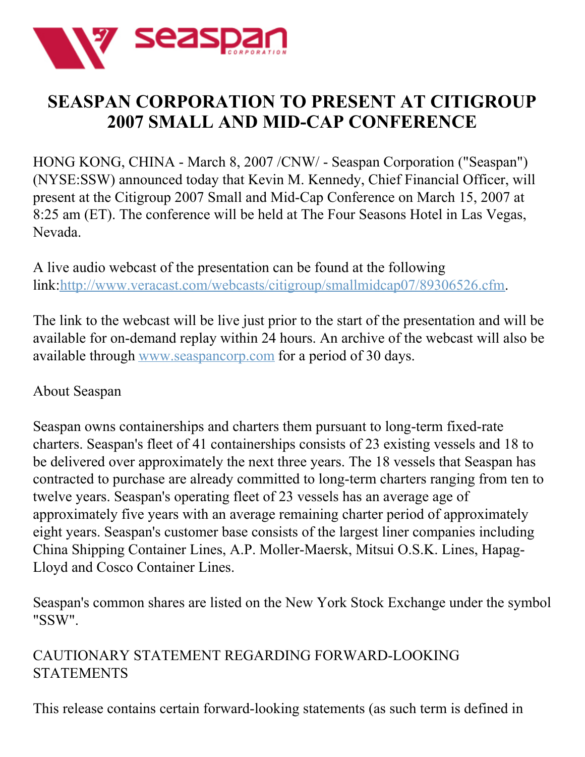# SEASPAN CORPORATION TO PRESENT AT CITIGROUP 2007 SMALL AND MID-CAP CONFERENCE

HONG KONG, CHINA - March 8, 2007 /CNW/ - Seaspan Corporation ("Seaspan") (NYSE:SSW) announced today that Kevin M. Kennedy, Chief Financial Officer, will present at the Citigroup 2007 Small and Mid-Cap Conference on March 15, 2007 at 8:25 am (ET). The conference will be held at The Four Seasons Hotel in Las Vegas, Nevada.

A live audio webcast of the presentation can be found at the following link:http://www.veracast.com/webcasts/citigroup/smallmidcap07/89306526.cfm.

The link to the webcast will be live just prior to the start of the presentation and will be available for on-demand replay within 24 hours. An archive of the webcast will also be available through www.seaspancorp.com for a period of 30 days.

About Seaspan

Seaspan owns containerships and charters them pursuant to long-term fixed-rate charters. Seaspan's fleet of 41 containerships consists of 23 existing vessels and 18 to be delivered over approximately the next three years. The 18 vessels that Seaspan has contracted to purchase are already committed to long-term charters ranging from ten to twelve years. Seaspan's operating fleet of 23 vessels has an average age of approximately five years with an average remaining charter period of approximately eight years. Seaspan's customer base consists of the largest liner companies including China Shipping Container Lines, A.P. Moller-Maersk, Mitsui O.S.K. Lines, Hapag-Lloyd and Cosco Container Lines.

Seaspan's common shares are listed on the New York Stock Exchange under the symbol "SSW".

CAUTIONARY STATEMENT REGARDING FORWARD-LOOKING STATEMENTS

This release contains certain forward-looking statements (as such term is defined in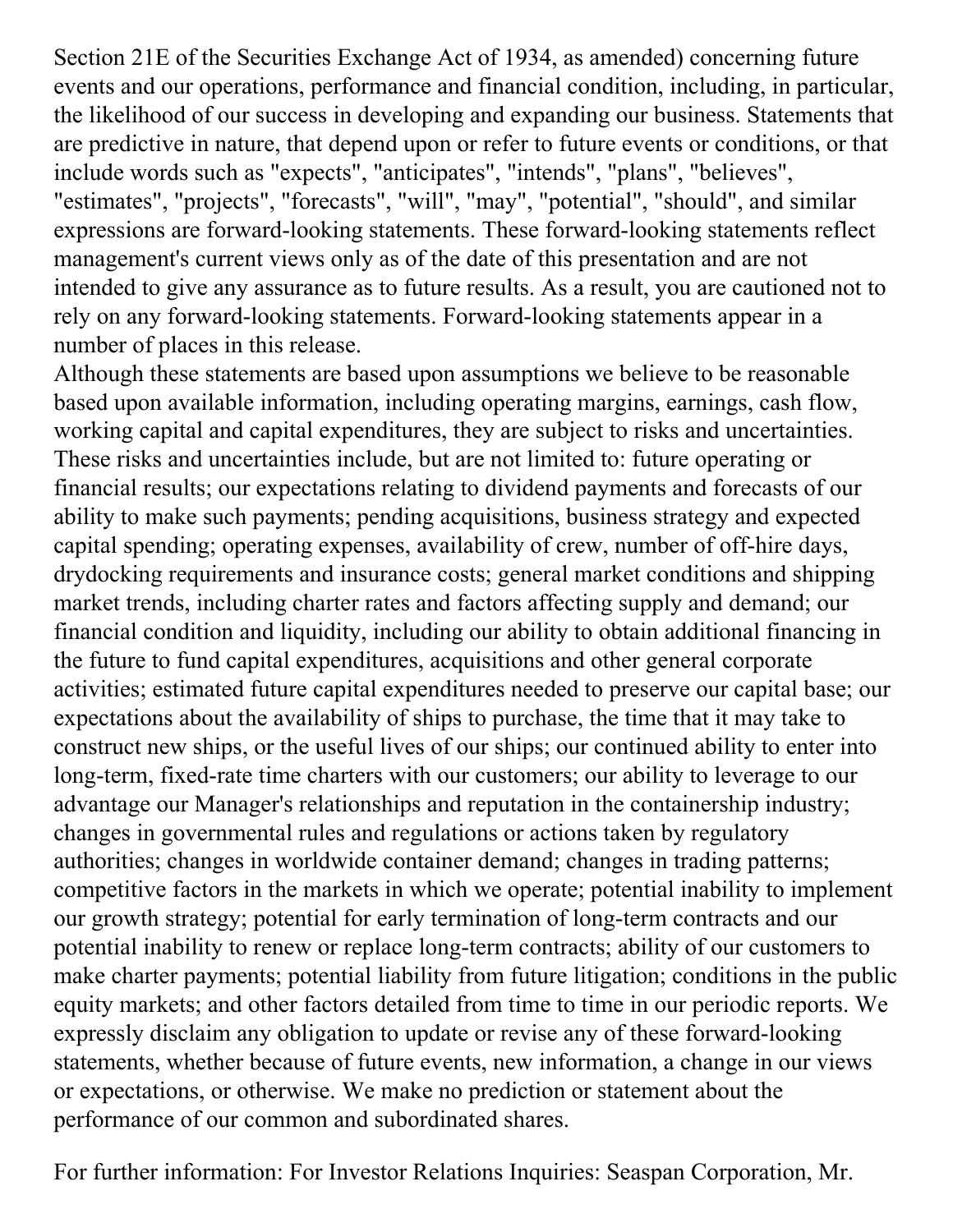Section 21E of the Securities Exchange Act of 1934, as amended) concerning future events and our operations, performance and financial condition, including, in particular, the likelihood of our success in developing and expanding our business. Statements that are predictive in nature, that depend upon or refer to future events or conditions, or that include words such as "expects", "anticipates", "intends", "plans", "believes", "estimates", "projects", "forecasts", "will", "may", "potential", "should", and similar expressions are forward-looking statements. These forward-looking statements reflect management's current views only as of the date of this presentation and are not intended to give any assurance as to future results. As a result, you are cautioned not to rely on any forward-looking statements. Forward-looking statements appear in a number of places in this release.

Although these statements are based upon assumptions we believe to be reasonable based upon available information, including operating margins, earnings, cash flow, working capital and capital expenditures, they are subject to risks and uncertainties. These risks and uncertainties include, but are not limited to: future operating or financial results; our expectations relating to dividend payments and forecasts of our ability to make such payments; pending acquisitions, business strategy and expected capital spending; operating expenses, availability of crew, number of off-hire days, drydocking requirements and insurance costs; general market conditions and shipping market trends, including charter rates and factors affecting supply and demand; our financial condition and liquidity, including our ability to obtain additional financing in the future to fund capital expenditures, acquisitions and other general corporate activities; estimated future capital expenditures needed to preserve our capital base; our expectations about the availability of ships to purchase, the time that it may take to construct new ships, or the useful lives of our ships; our continued ability to enter into long-term, fixed-rate time charters with our customers; our ability to leverage to our advantage our Manager's relationships and reputation in the containership industry; changes in governmental rules and regulations or actions taken by regulatory authorities; changes in worldwide container demand; changes in trading patterns; competitive factors in the markets in which we operate; potential inability to implement our growth strategy; potential for early termination of long-term contracts and our potential inability to renew or replace long-term contracts; ability of our customers to make charter payments; potential liability from future litigation; conditions in the public equity markets; and other factors detailed from time to time in our periodic reports. We expressly disclaim any obligation to update or revise any of these forward-looking statements, whether because of future events, new information, a change in our views or expectations, or otherwise. We make no prediction or statement about the performance of our common and subordinated shares.

For further information: For Investor Relations Inquiries: Seaspan Corporation, Mr.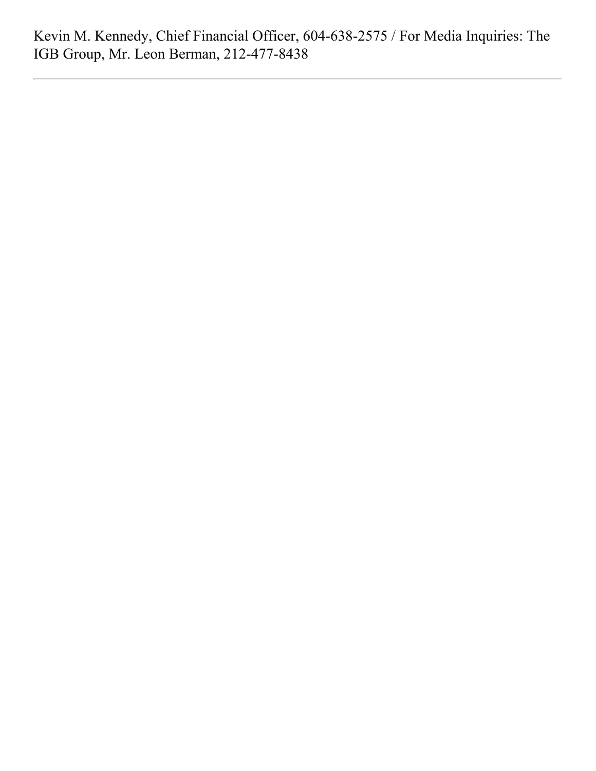Kevin M. Kennedy, Chief Financial Officer, 604-638-2575 / For Media Inquiries: The IGB Group, Mr. Leon Berman, 212-477-8438

---